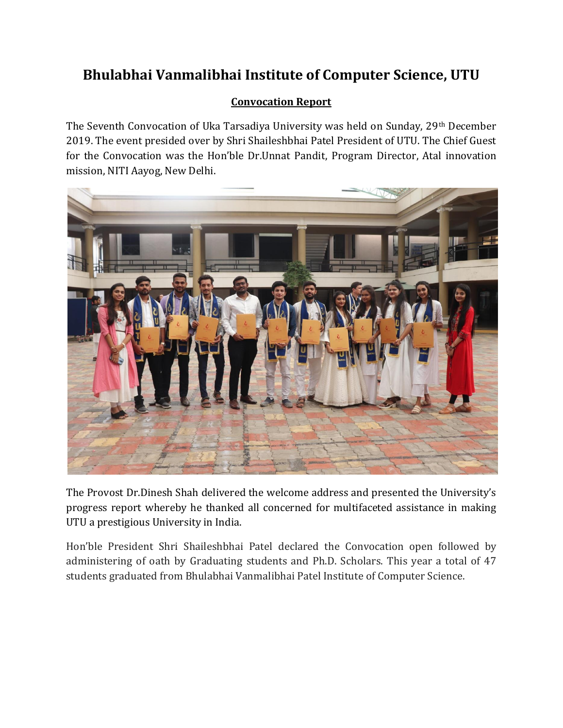# Bhulabhai Vanmalibhai Institute of Computer Science, UTU

## Convocation Report

The Seventh Convocation of Uka Tarsadiya University was held on Sunday, 29th December 2019. The event presided over by Shri Shaileshbhai Patel President of UTU. The Chief Guest for the Convocation was the Hon'ble Dr.Unnat Pandit, Program Director, Atal innovation mission, NITI Aayog, New Delhi.

The Provost Dr.Dinesh Shah delivered the welcome address and presented the University's progress report whereby he thanked all concerned for multifaceted assistance in making UTU a prestigious University in India.

Hon'ble President Shri Shaileshbhai Patel declared the Convocation open followed by administering of oath by Graduating students and Ph.D. Scholars. This year a total of 47 students graduated from Bhulabhai Vanmalibhai Patel Institute of Computer Science.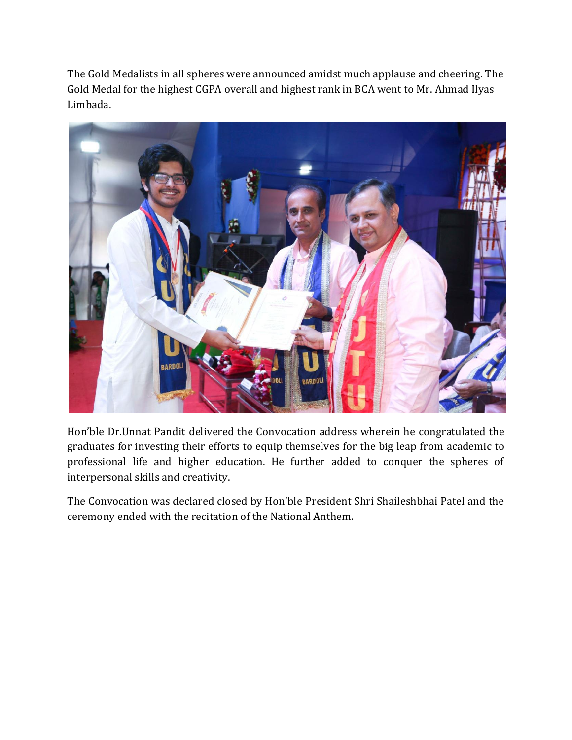The Gold Medalists in all spheres were announced amidst much applause and cheering. The Gold Medal for the highest CGPA overall and highest rank in BCA went to Mr. Ahmad Ilyas Limbada.

Hon'ble Dr.Unnat Pandit delivered the Convocation address wherein he congratulated the graduates for investing their efforts to equip themselves for the big leap from academic to professional life and higher education. He further added to conquer the spheres of interpersonal skills and creativity.

The Convocation was declared closed by Hon'ble President Shri Shaileshbhai Patel and the ceremony ended with the recitation of the National Anthem.